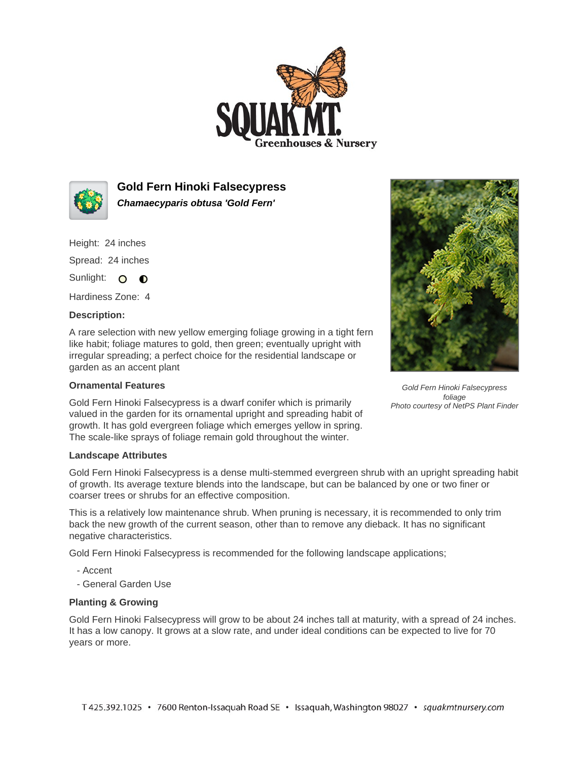# Gold Fern Hinoki Falsecypress

***Chamaecyparis obtusa 'Gold Fern'***

Height: 24 inches

Spread: 24 inches

Sunlight: ○ ◐

Hardiness Zone: 4

**Description:**

A rare selection with new yellow emerging foliage growing in a tight fern like habit; foliage matures to gold, then green; eventually upright with irregular spreading; a perfect choice for the residential landscape or garden as an accent plant

*Gold Fern Hinoki Falsecypress foliage*
*Photo courtesy of NetPS Plant Finder*

### Ornamental Features

Gold Fern Hinoki Falsecypress is a dwarf conifer which is primarily valued in the garden for its ornamental upright and spreading habit of growth. It has gold evergreen foliage which emerges yellow in spring. The scale-like sprays of foliage remain gold throughout the winter.

### Landscape Attributes

Gold Fern Hinoki Falsecypress is a dense multi-stemmed evergreen shrub with an upright spreading habit of growth. Its average texture blends into the landscape, but can be balanced by one or two finer or coarser trees or shrubs for an effective composition.

This is a relatively low maintenance shrub. When pruning is necessary, it is recommended to only trim back the new growth of the current season, other than to remove any dieback. It has no significant negative characteristics.

Gold Fern Hinoki Falsecypress is recommended for the following landscape applications;

- Accent
- General Garden Use

### Planting & Growing

Gold Fern Hinoki Falsecypress will grow to be about 24 inches tall at maturity, with a spread of 24 inches. It has a low canopy. It grows at a slow rate, and under ideal conditions can be expected to live for 70 years or more.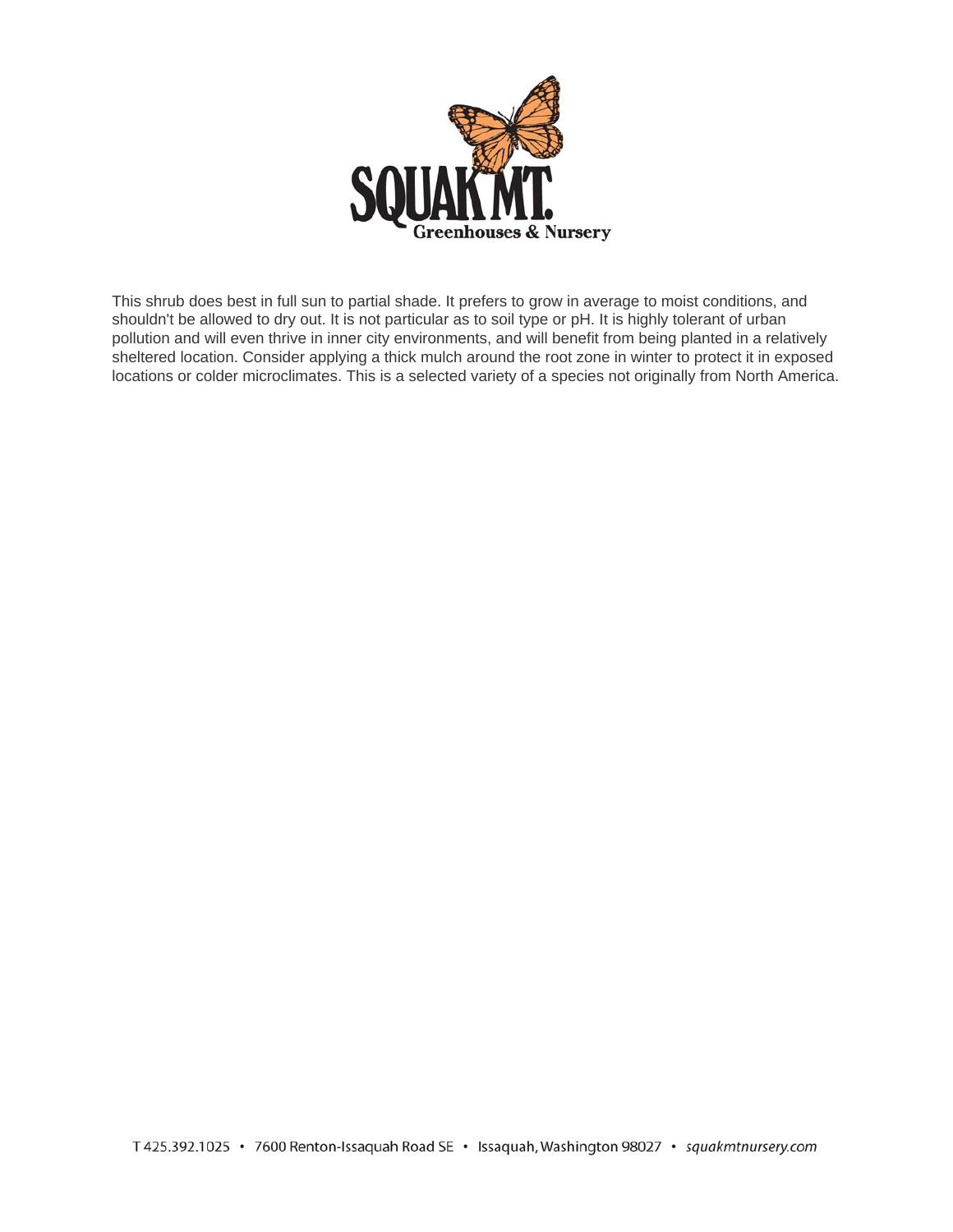This shrub does best in full sun to partial shade. It prefers to grow in average to moist conditions, and shouldn't be allowed to dry out. It is not particular as to soil type or pH. It is highly tolerant of urban pollution and will even thrive in inner city environments, and will benefit from being planted in a relatively sheltered location. Consider applying a thick mulch around the root zone in winter to protect it in exposed locations or colder microclimates. This is a selected variety of a species not originally from North America.